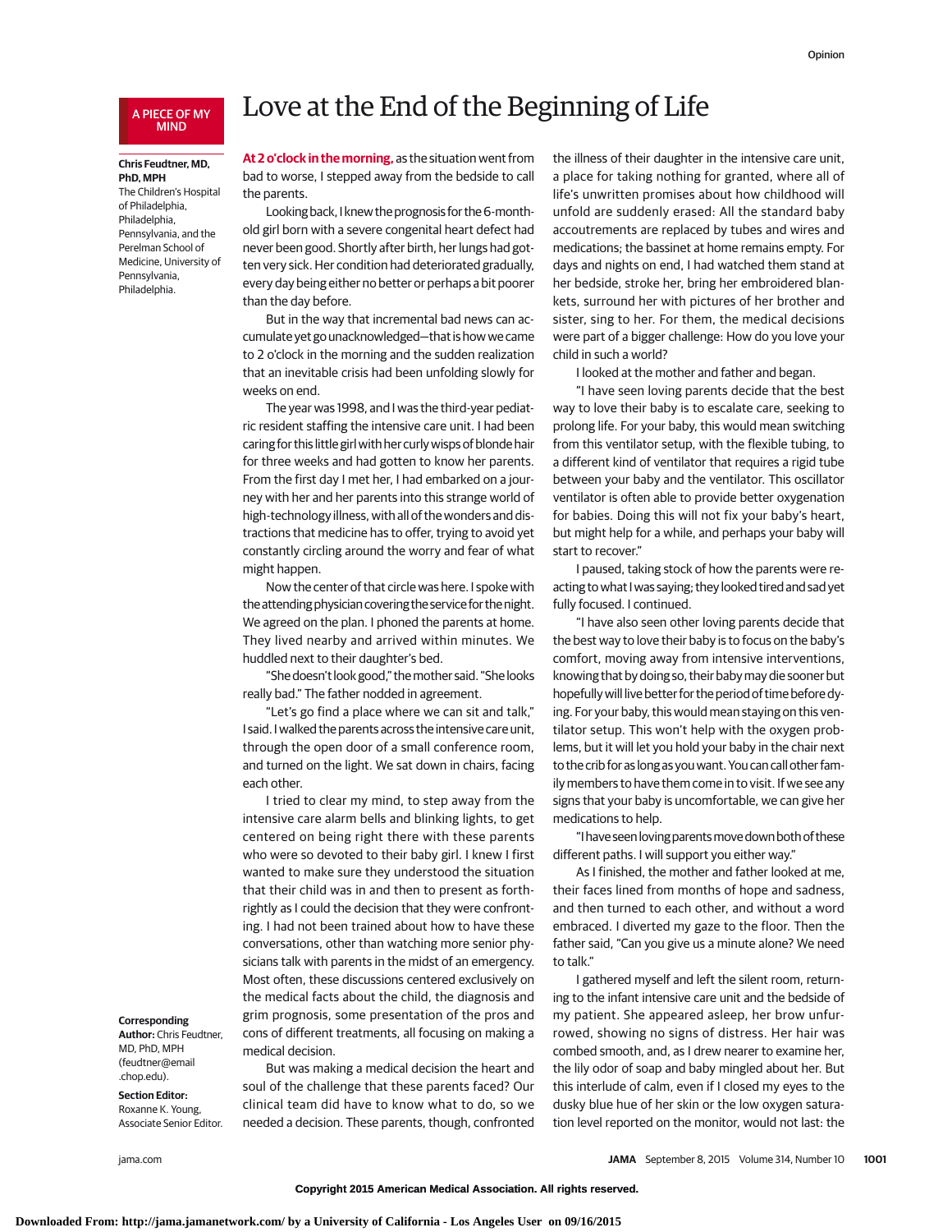A PIECE OF MY MIND

# Love at the End of the Beginning of Life

**Chris Feudtner, MD, PhD, MPH**
The Children's Hospital of Philadelphia, Philadelphia, Pennsylvania, and the Perelman School of Medicine, University of Pennsylvania, Philadelphia.

**At 2 o'clock in the morning,** as the situation went from bad to worse, I stepped away from the bedside to call the parents.

Looking back, I knew the prognosis for the 6-month-old girl born with a severe congenital heart defect had never been good. Shortly after birth, her lungs had gotten very sick. Her condition had deteriorated gradually, every day being either no better or perhaps a bit poorer than the day before.

But in the way that incremental bad news can accumulate yet go unacknowledged—that is how we came to 2 o'clock in the morning and the sudden realization that an inevitable crisis had been unfolding slowly for weeks on end.

The year was 1998, and I was the third-year pediatric resident staffing the intensive care unit. I had been caring for this little girl with her curly wisps of blonde hair for three weeks and had gotten to know her parents. From the first day I met her, I had embarked on a journey with her and her parents into this strange world of high-technology illness, with all of the wonders and distractions that medicine has to offer, trying to avoid yet constantly circling around the worry and fear of what might happen.

Now the center of that circle was here. I spoke with the attending physician covering the service for the night. We agreed on the plan. I phoned the parents at home. They lived nearby and arrived within minutes. We huddled next to their daughter's bed.

"She doesn't look good," the mother said. "She looks really bad." The father nodded in agreement.

"Let's go find a place where we can sit and talk," I said. I walked the parents across the intensive care unit, through the open door of a small conference room, and turned on the light. We sat down in chairs, facing each other.

I tried to clear my mind, to step away from the intensive care alarm bells and blinking lights, to get centered on being right there with these parents who were so devoted to their baby girl. I knew I first wanted to make sure they understood the situation that their child was in and then to present as forthrightly as I could the decision that they were confronting. I had not been trained about how to have these conversations, other than watching more senior physicians talk with parents in the midst of an emergency. Most often, these discussions centered exclusively on the medical facts about the child, the diagnosis and grim prognosis, some presentation of the pros and cons of different treatments, all focusing on making a medical decision.

But was making a medical decision the heart and soul of the challenge that these parents faced? Our clinical team did have to know what to do, so we needed a decision. These parents, though, confronted the illness of their daughter in the intensive care unit, a place for taking nothing for granted, where all of life's unwritten promises about how childhood will unfold are suddenly erased: All the standard baby accoutrements are replaced by tubes and wires and medications; the bassinet at home remains empty. For days and nights on end, I had watched them stand at her bedside, stroke her, bring her embroidered blankets, surround her with pictures of her brother and sister, sing to her. For them, the medical decisions were part of a bigger challenge: How do you love your child in such a world?

I looked at the mother and father and began.

"I have seen loving parents decide that the best way to love their baby is to escalate care, seeking to prolong life. For your baby, this would mean switching from this ventilator setup, with the flexible tubing, to a different kind of ventilator that requires a rigid tube between your baby and the ventilator. This oscillator ventilator is often able to provide better oxygenation for babies. Doing this will not fix your baby's heart, but might help for a while, and perhaps your baby will start to recover."

I paused, taking stock of how the parents were reacting to what I was saying; they looked tired and sad yet fully focused. I continued.

"I have also seen other loving parents decide that the best way to love their baby is to focus on the baby's comfort, moving away from intensive interventions, knowing that by doing so, their baby may die sooner but hopefully will live better for the period of time before dying. For your baby, this would mean staying on this ventilator setup. This won't help with the oxygen problems, but it will let you hold your baby in the chair next to the crib for as long as you want. You can call other family members to have them come in to visit. If we see any signs that your baby is uncomfortable, we can give her medications to help.

"I have seen loving parents move down both of these different paths. I will support you either way."

As I finished, the mother and father looked at me, their faces lined from months of hope and sadness, and then turned to each other, and without a word embraced. I diverted my gaze to the floor. Then the father said, "Can you give us a minute alone? We need to talk."

I gathered myself and left the silent room, returning to the infant intensive care unit and the bedside of my patient. She appeared asleep, her brow unfurrowed, showing no signs of distress. Her hair was combed smooth, and, as I drew nearer to examine her, the lily odor of soap and baby mingled about her. But this interlude of calm, even if I closed my eyes to the dusky blue hue of her skin or the low oxygen saturation level reported on the monitor, would not last: the

**Corresponding Author:** Chris Feudtner, MD, PhD, MPH (feudtner@email.chop.edu).

**Section Editor:** Roxanne K. Young, Associate Senior Editor.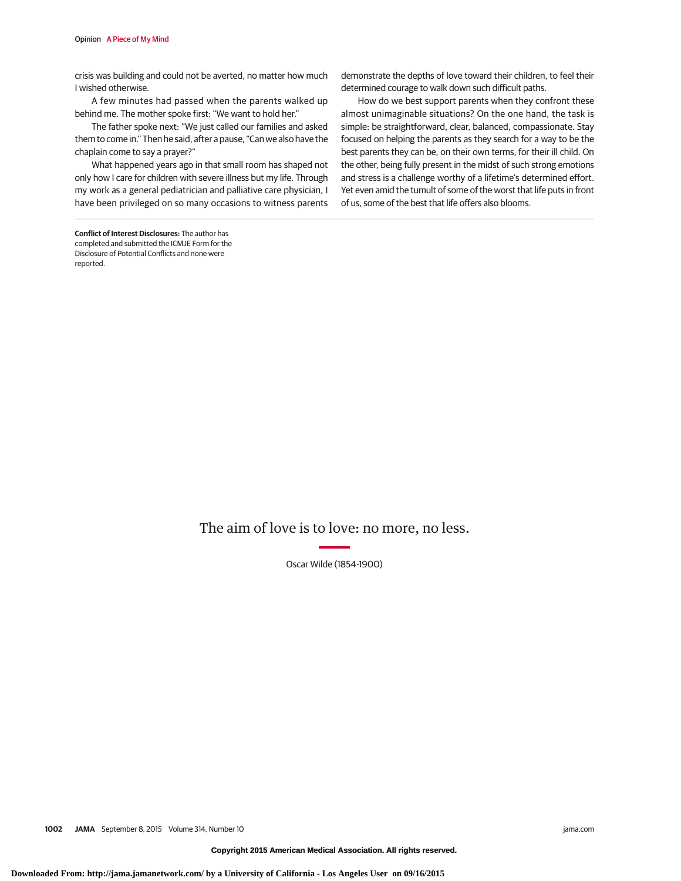crisis was building and could not be averted, no matter how much I wished otherwise.

A few minutes had passed when the parents walked up behind me. The mother spoke first: "We want to hold her."

The father spoke next: "We just called our families and asked them to come in." Then he said, after a pause, "Can we also have the chaplain come to say a prayer?"

What happened years ago in that small room has shaped not only how I care for children with severe illness but my life. Through my work as a general pediatrician and palliative care physician, I have been privileged on so many occasions to witness parents demonstrate the depths of love toward their children, to feel their determined courage to walk down such difficult paths.

How do we best support parents when they confront these almost unimaginable situations? On the one hand, the task is simple: be straightforward, clear, balanced, compassionate. Stay focused on helping the parents as they search for a way to be the best parents they can be, on their own terms, for their ill child. On the other, being fully present in the midst of such strong emotions and stress is a challenge worthy of a lifetime's determined effort. Yet even amid the tumult of some of the worst that life puts in front of us, some of the best that life offers also blooms.

**Conflict of Interest Disclosures:** The author has completed and submitted the ICMJE Form for the Disclosure of Potential Conflicts and none were reported.

The aim of love is to love: no more, no less.

Oscar Wilde (1854-1900)